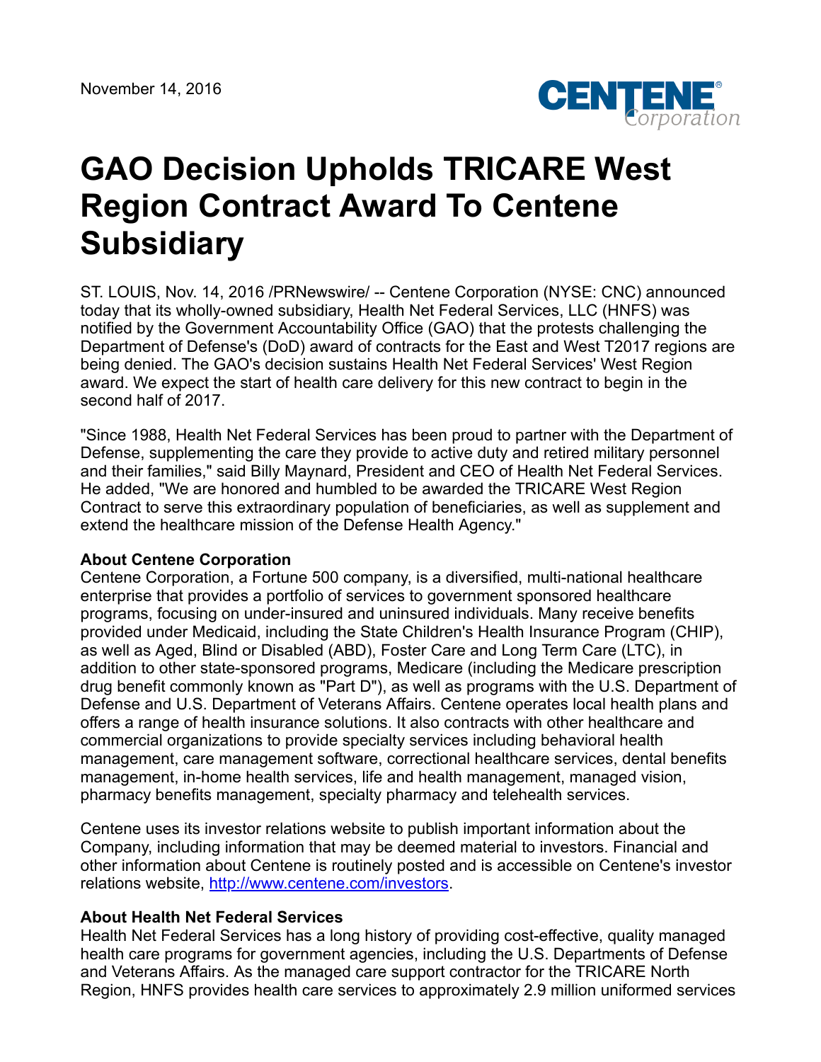November 14, 2016

# GAO Decision Upholds TRICARE West Region Contract Award To Centene Subsidiary

ST. LOUIS, Nov. 14, 2016 /PRNewswire/ -- Centene Corporation (NYSE: CNC) announced today that its wholly-owned subsidiary, Health Net Federal Services, LLC (HNFS) was notified by the Government Accountability Office (GAO) that the protests challenging the Department of Defense's (DoD) award of contracts for the East and West T2017 regions are being denied. The GAO's decision sustains Health Net Federal Services' West Region award. We expect the start of health care delivery for this new contract to begin in the second half of 2017.

"Since 1988, Health Net Federal Services has been proud to partner with the Department of Defense, supplementing the care they provide to active duty and retired military personnel and their families," said Billy Maynard, President and CEO of Health Net Federal Services. He added, "We are honored and humbled to be awarded the TRICARE West Region Contract to serve this extraordinary population of beneficiaries, as well as supplement and extend the healthcare mission of the Defense Health Agency."

**About Centene Corporation**
Centene Corporation, a Fortune 500 company, is a diversified, multi-national healthcare enterprise that provides a portfolio of services to government sponsored healthcare programs, focusing on under-insured and uninsured individuals. Many receive benefits provided under Medicaid, including the State Children's Health Insurance Program (CHIP), as well as Aged, Blind or Disabled (ABD), Foster Care and Long Term Care (LTC), in addition to other state-sponsored programs, Medicare (including the Medicare prescription drug benefit commonly known as "Part D"), as well as programs with the U.S. Department of Defense and U.S. Department of Veterans Affairs. Centene operates local health plans and offers a range of health insurance solutions. It also contracts with other healthcare and commercial organizations to provide specialty services including behavioral health management, care management software, correctional healthcare services, dental benefits management, in-home health services, life and health management, managed vision, pharmacy benefits management, specialty pharmacy and telehealth services.

Centene uses its investor relations website to publish important information about the Company, including information that may be deemed material to investors. Financial and other information about Centene is routinely posted and is accessible on Centene's investor relations website, http://www.centene.com/investors.

**About Health Net Federal Services**
Health Net Federal Services has a long history of providing cost-effective, quality managed health care programs for government agencies, including the U.S. Departments of Defense and Veterans Affairs. As the managed care support contractor for the TRICARE North Region, HNFS provides health care services to approximately 2.9 million uniformed services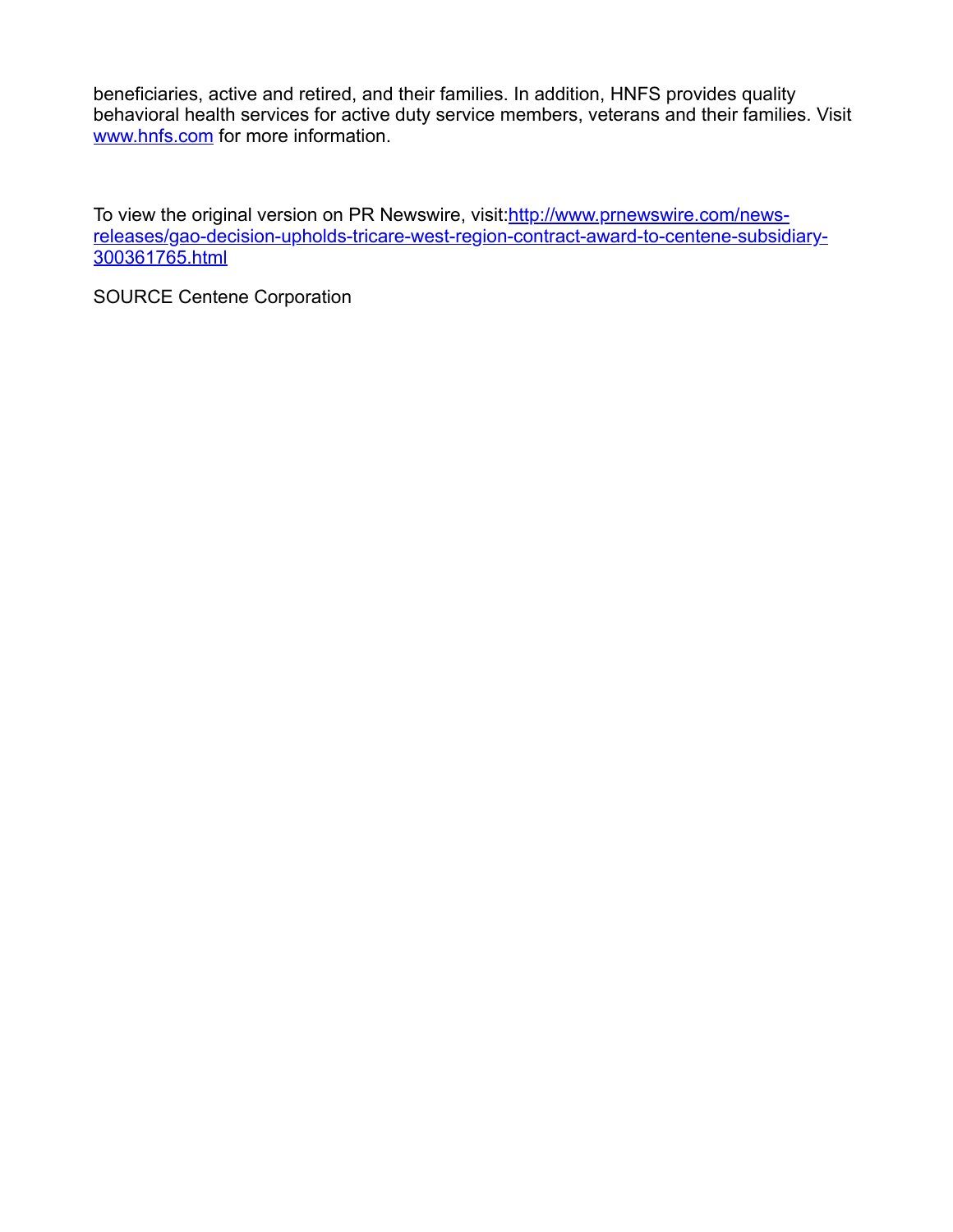beneficiaries, active and retired, and their families. In addition, HNFS provides quality behavioral health services for active duty service members, veterans and their families. Visit [www.hnfs.com](www.hnfs.com) for more information.

To view the original version on PR Newswire, visit:[http://www.prnewswire.com/news-releases/gao-decision-upholds-tricare-west-region-contract-award-to-centene-subsidiary-300361765.html](http://www.prnewswire.com/news-releases/gao-decision-upholds-tricare-west-region-contract-award-to-centene-subsidiary-300361765.html)

SOURCE Centene Corporation